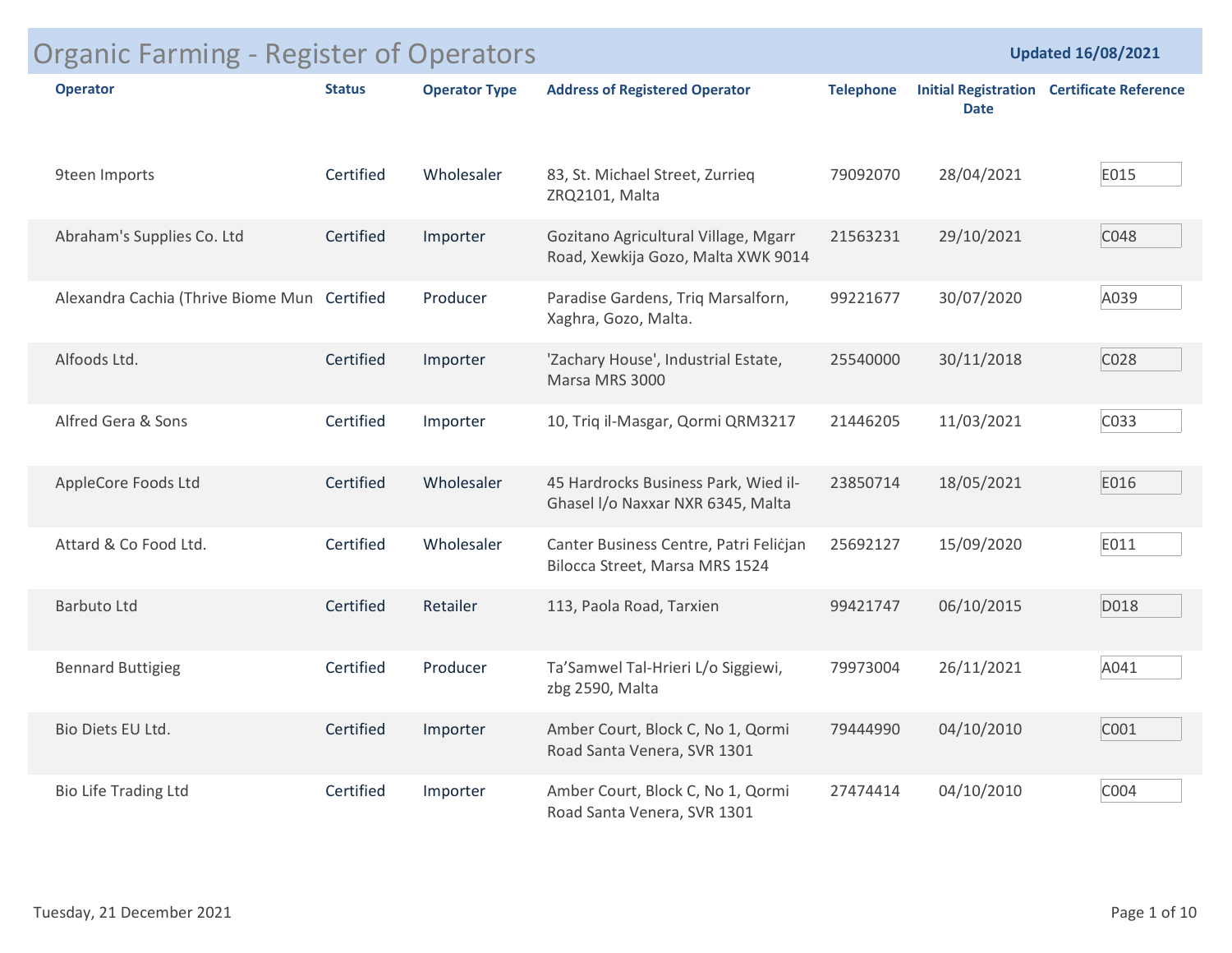# Organic Farming - Register of Operators

**Updated 16/08/2021**

| Operator | Status | Operator Type | Address of Registered Operator | Telephone | Initial Registration Date | Certificate Reference |
|---|---|---|---|---|---|---|
| 9teen Imports | Certified | Wholesaler | 83, St. Michael Street, Zurrieq ZRQ2101, Malta | 79092070 | 28/04/2021 | E015 |
| Abraham's Supplies Co. Ltd | Certified | Importer | Gozitano Agricultural Village, Mgarr Road, Xewkija Gozo, Malta XWK 9014 | 21563231 | 29/10/2021 | C048 |
| Alexandra Cachia (Thrive Biome Mun | Certified | Producer | Paradise Gardens, Triq Marsalforn, Xaghra, Gozo, Malta. | 99221677 | 30/07/2020 | A039 |
| Alfoods Ltd. | Certified | Importer | 'Zachary House', Industrial Estate, Marsa MRS 3000 | 25540000 | 30/11/2018 | C028 |
| Alfred Gera & Sons | Certified | Importer | 10, Triq il-Masgar, Qormi QRM3217 | 21446205 | 11/03/2021 | C033 |
| AppleCore Foods Ltd | Certified | Wholesaler | 45 Hardrocks Business Park, Wied il-Ghasel l/o Naxxar NXR 6345, Malta | 23850714 | 18/05/2021 | E016 |
| Attard & Co Food Ltd. | Certified | Wholesaler | Canter Business Centre, Patri Feliċjan Bilocca Street, Marsa MRS 1524 | 25692127 | 15/09/2020 | E011 |
| Barbuto Ltd | Certified | Retailer | 113, Paola Road, Tarxien | 99421747 | 06/10/2015 | D018 |
| Bennard Buttigieg | Certified | Producer | Ta'Samwel Tal-Hrieri L/o Siggiewi, zbg 2590, Malta | 79973004 | 26/11/2021 | A041 |
| Bio Diets EU Ltd. | Certified | Importer | Amber Court, Block C, No 1, Qormi Road Santa Venera, SVR 1301 | 79444990 | 04/10/2010 | C001 |
| Bio Life Trading Ltd | Certified | Importer | Amber Court, Block C, No 1, Qormi Road Santa Venera, SVR 1301 | 27474414 | 04/10/2010 | C004 |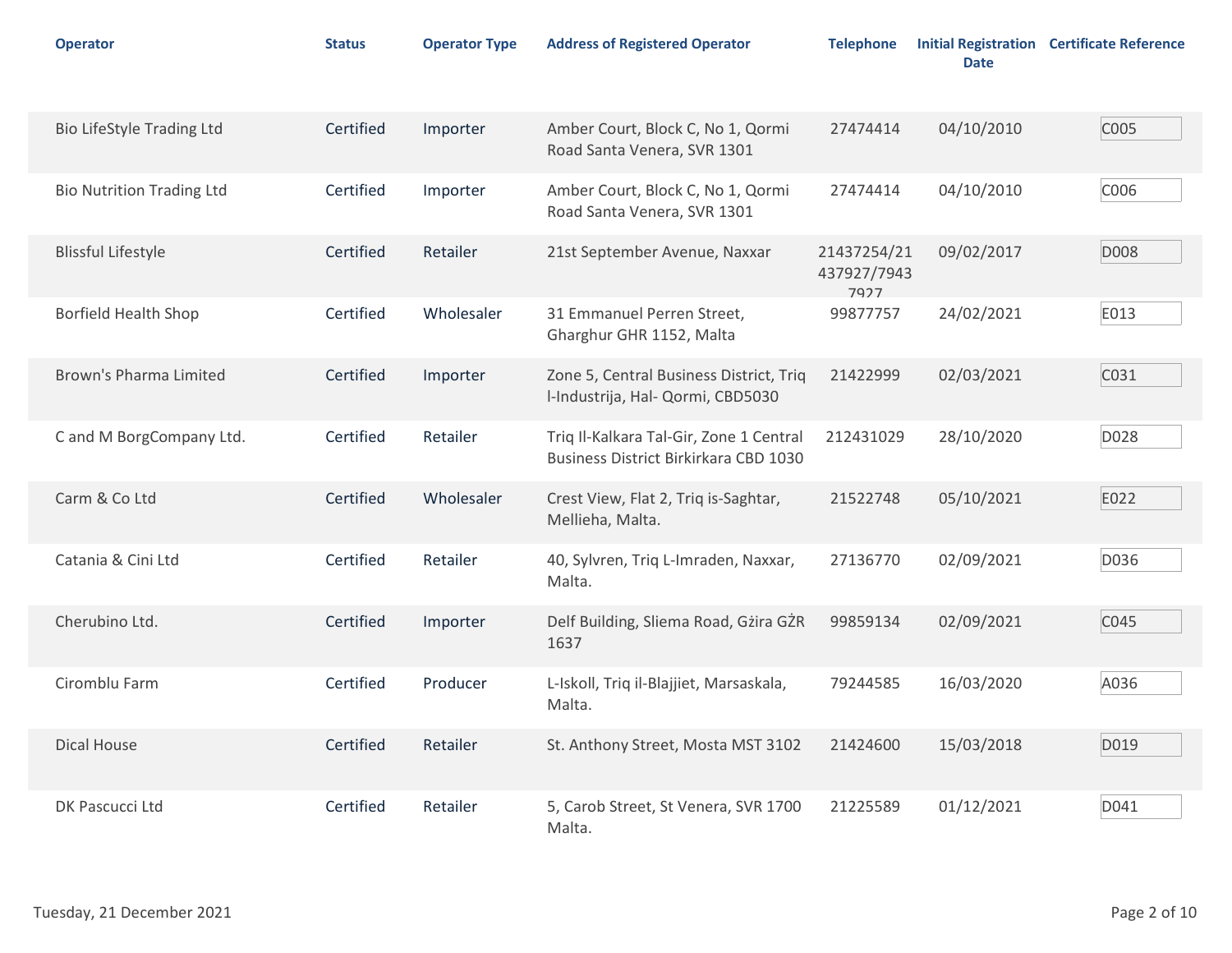| Operator | Status | Operator Type | Address of Registered Operator | Telephone | Initial Registration Date | Certificate Reference |
|---|---|---|---|---|---|---|
| Bio LifeStyle Trading Ltd | Certified | Importer | Amber Court, Block C, No 1, Qormi Road Santa Venera, SVR 1301 | 27474414 | 04/10/2010 | C005 |
| Bio Nutrition Trading Ltd | Certified | Importer | Amber Court, Block C, No 1, Qormi Road Santa Venera, SVR 1301 | 27474414 | 04/10/2010 | C006 |
| Blissful Lifestyle | Certified | Retailer | 21st September Avenue, Naxxar | 21437254/21437927/79437927 | 09/02/2017 | D008 |
| Borfield Health Shop | Certified | Wholesaler | 31 Emmanuel Perren Street, Gharghur GHR 1152, Malta | 99877757 | 24/02/2021 | E013 |
| Brown's Pharma Limited | Certified | Importer | Zone 5, Central Business District, Triq l-Industrija, Hal- Qormi, CBD5030 | 21422999 | 02/03/2021 | C031 |
| C and M BorgCompany Ltd. | Certified | Retailer | Triq Il-Kalkara Tal-Gir, Zone 1 Central Business District Birkirkara CBD 1030 | 212431029 | 28/10/2020 | D028 |
| Carm & Co Ltd | Certified | Wholesaler | Crest View, Flat 2, Triq is-Saghtar, Mellieha, Malta. | 21522748 | 05/10/2021 | E022 |
| Catania & Cini Ltd | Certified | Retailer | 40, Sylvren, Triq L-Imraden, Naxxar, Malta. | 27136770 | 02/09/2021 | D036 |
| Cherubino Ltd. | Certified | Importer | Delf Building, Sliema Road, Gżira GŻR 1637 | 99859134 | 02/09/2021 | C045 |
| Ciromblu Farm | Certified | Producer | L-Iskoll, Triq il-Blajjiet, Marsaskala, Malta. | 79244585 | 16/03/2020 | A036 |
| Dical House | Certified | Retailer | St. Anthony Street, Mosta MST 3102 | 21424600 | 15/03/2018 | D019 |
| DK Pascucci Ltd | Certified | Retailer | 5, Carob Street, St Venera, SVR 1700 Malta. | 21225589 | 01/12/2021 | D041 |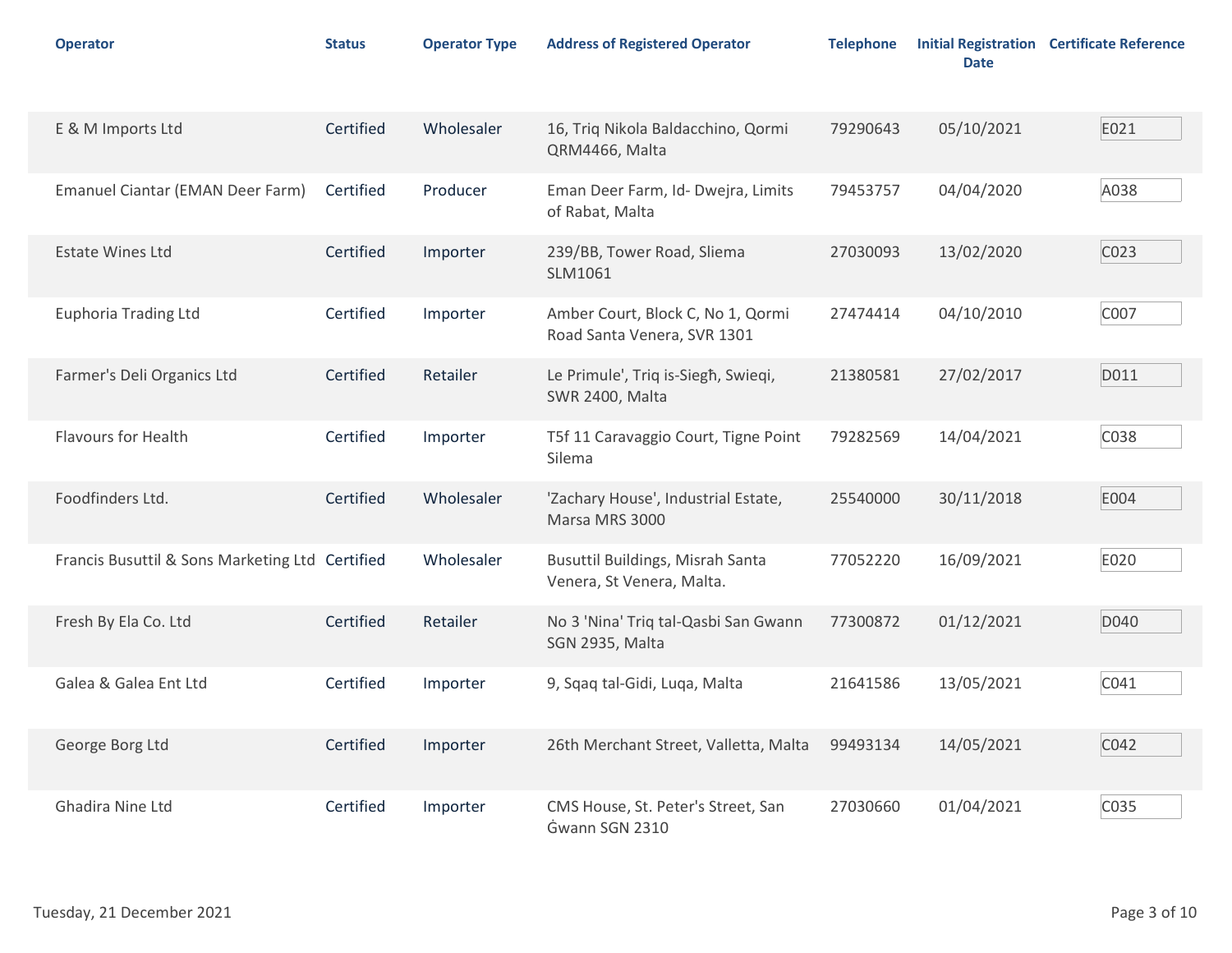| Operator | Status | Operator Type | Address of Registered Operator | Telephone | Initial Registration Date | Certificate Reference |
|---|---|---|---|---|---|---|
| E & M Imports Ltd | Certified | Wholesaler | 16, Triq Nikola Baldacchino, Qormi QRM4466, Malta | 79290643 | 05/10/2021 | E021 |
| Emanuel Ciantar (EMAN Deer Farm) | Certified | Producer | Eman Deer Farm, Id- Dwejra, Limits of Rabat, Malta | 79453757 | 04/04/2020 | A038 |
| Estate Wines Ltd | Certified | Importer | 239/BB, Tower Road, Sliema SLM1061 | 27030093 | 13/02/2020 | C023 |
| Euphoria Trading Ltd | Certified | Importer | Amber Court, Block C, No 1, Qormi Road Santa Venera, SVR 1301 | 27474414 | 04/10/2010 | C007 |
| Farmer's Deli Organics Ltd | Certified | Retailer | Le Primule', Triq is-Siegħ, Swieqi, SWR 2400, Malta | 21380581 | 27/02/2017 | D011 |
| Flavours for Health | Certified | Importer | T5f 11 Caravaggio Court, Tigne Point Silema | 79282569 | 14/04/2021 | C038 |
| Foodfinders Ltd. | Certified | Wholesaler | 'Zachary House', Industrial Estate, Marsa MRS 3000 | 25540000 | 30/11/2018 | E004 |
| Francis Busuttil & Sons Marketing Ltd | Certified | Wholesaler | Busuttil Buildings, Misrah Santa Venera, St Venera, Malta. | 77052220 | 16/09/2021 | E020 |
| Fresh By Ela Co. Ltd | Certified | Retailer | No 3 'Nina' Triq tal-Qasbi San Gwann SGN 2935, Malta | 77300872 | 01/12/2021 | D040 |
| Galea & Galea Ent Ltd | Certified | Importer | 9, Sqaq tal-Gidi, Luqa, Malta | 21641586 | 13/05/2021 | C041 |
| George Borg Ltd | Certified | Importer | 26th Merchant Street, Valletta, Malta | 99493134 | 14/05/2021 | C042 |
| Ghadira Nine Ltd | Certified | Importer | CMS House, St. Peter's Street, San Ġwann SGN 2310 | 27030660 | 01/04/2021 | C035 |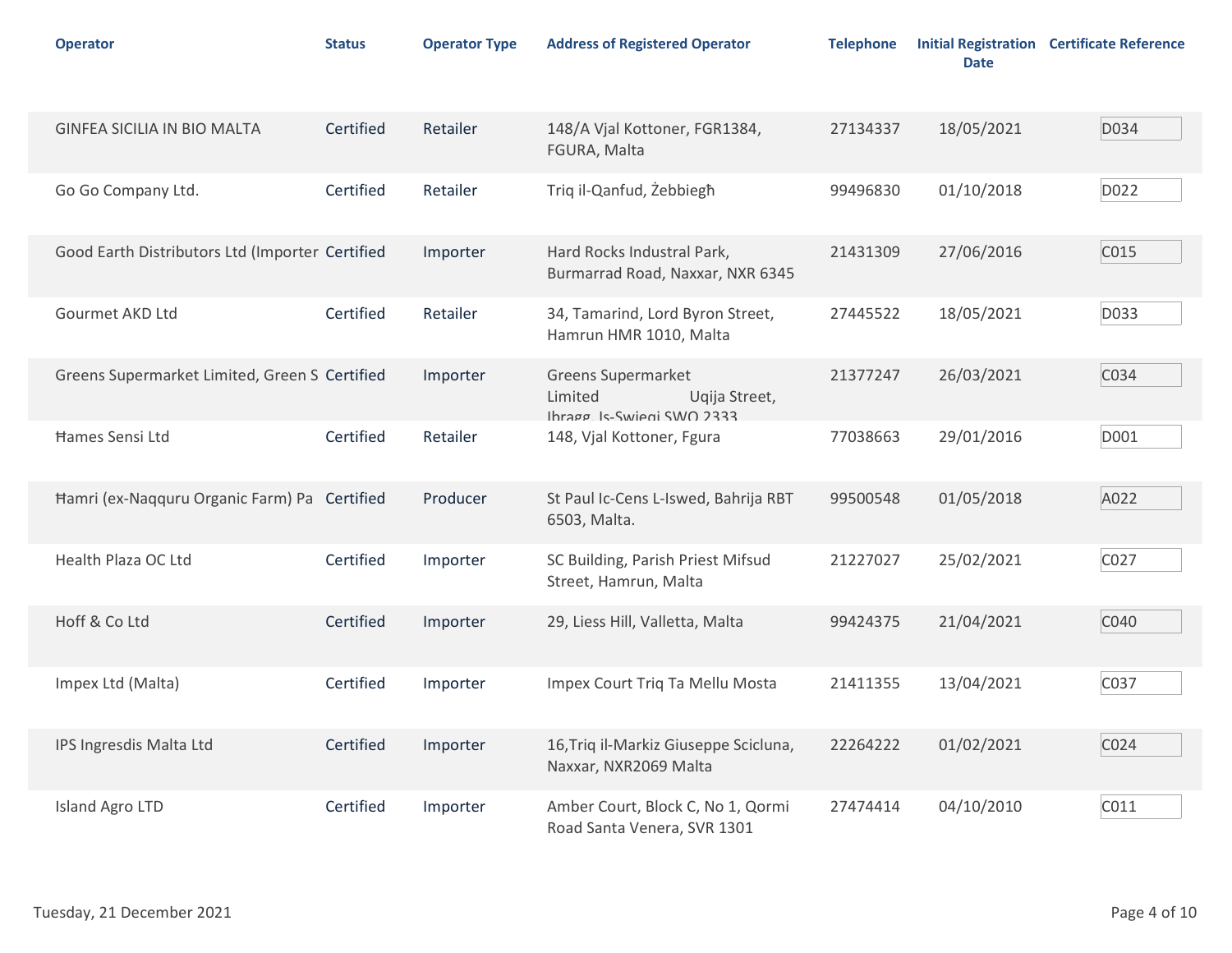| Operator | Status | Operator Type | Address of Registered Operator | Telephone | Initial Registration Date | Certificate Reference |
|---|---|---|---|---|---|---|
| GINFEA SICILIA IN BIO MALTA | Certified | Retailer | 148/A Vjal Kottoner, FGR1384, FGURA, Malta | 27134337 | 18/05/2021 | D034 |
| Go Go Company Ltd. | Certified | Retailer | Triq il-Qanfud, Żebbiegħ | 99496830 | 01/10/2018 | D022 |
| Good Earth Distributors Ltd (Importer | Certified | Importer | Hard Rocks Industral Park, Burmarrad Road, Naxxar, NXR 6345 | 21431309 | 27/06/2016 | C015 |
| Gourmet AKD Ltd | Certified | Retailer | 34, Tamarind, Lord Byron Street, Hamrun HMR 1010, Malta | 27445522 | 18/05/2021 | D033 |
| Greens Supermarket Limited, Green S | Certified | Importer | Greens Supermarket Limited Uqija Street, Ibragg, Is-Swieqi SWQ 2333 | 21377247 | 26/03/2021 | C034 |
| Ħames Sensi Ltd | Certified | Retailer | 148, Vjal Kottoner, Fgura | 77038663 | 29/01/2016 | D001 |
| Ħamri (ex-Naqquru Organic Farm) Pa | Certified | Producer | St Paul Ic-Cens L-Iswed, Bahrija RBT 6503, Malta. | 99500548 | 01/05/2018 | A022 |
| Health Plaza OC Ltd | Certified | Importer | SC Building, Parish Priest Mifsud Street, Hamrun, Malta | 21227027 | 25/02/2021 | C027 |
| Hoff & Co Ltd | Certified | Importer | 29, Liess Hill, Valletta, Malta | 99424375 | 21/04/2021 | C040 |
| Impex Ltd (Malta) | Certified | Importer | Impex Court Triq Ta Mellu Mosta | 21411355 | 13/04/2021 | C037 |
| IPS Ingresdis Malta Ltd | Certified | Importer | 16,Triq il-Markiz Giuseppe Scicluna, Naxxar, NXR2069 Malta | 22264222 | 01/02/2021 | C024 |
| Island Agro LTD | Certified | Importer | Amber Court, Block C, No 1, Qormi Road Santa Venera, SVR 1301 | 27474414 | 04/10/2010 | C011 |

Tuesday, 21 December 2021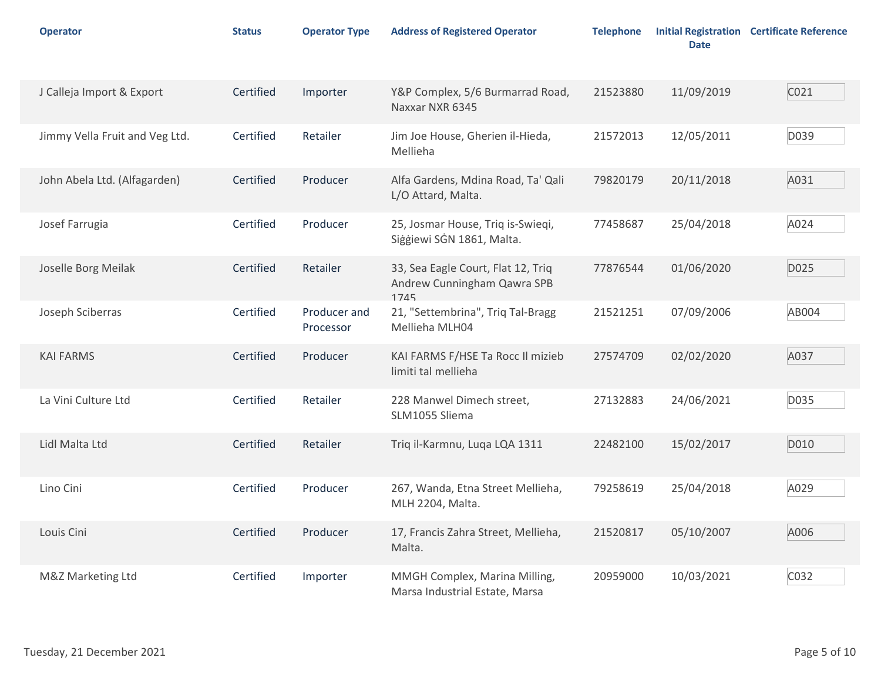| Operator | Status | Operator Type | Address of Registered Operator | Telephone | Initial Registration Date | Certificate Reference |
|---|---|---|---|---|---|---|
| J Calleja Import & Export | Certified | Importer | Y&P Complex, 5/6 Burmarrad Road, Naxxar NXR 6345 | 21523880 | 11/09/2019 | C021 |
| Jimmy Vella Fruit and Veg Ltd. | Certified | Retailer | Jim Joe House, Gherien il-Hieda, Mellieha | 21572013 | 12/05/2011 | D039 |
| John Abela Ltd. (Alfagarden) | Certified | Producer | Alfa Gardens, Mdina Road, Ta' Qali L/O Attard, Malta. | 79820179 | 20/11/2018 | A031 |
| Josef Farrugia | Certified | Producer | 25, Josmar House, Triq is-Swieqi, Siġġiewi SĠN 1861, Malta. | 77458687 | 25/04/2018 | A024 |
| Joselle Borg Meilak | Certified | Retailer | 33, Sea Eagle Court, Flat 12, Triq Andrew Cunningham Qawra SPB 1745 | 77876544 | 01/06/2020 | D025 |
| Joseph Sciberras | Certified | Producer and Processor | 21, "Settembrina", Triq Tal-Bragg Mellieha MLH04 | 21521251 | 07/09/2006 | AB004 |
| KAI FARMS | Certified | Producer | KAI FARMS F/HSE Ta Rocc Il mizieb limiti tal mellieha | 27574709 | 02/02/2020 | A037 |
| La Vini Culture Ltd | Certified | Retailer | 228 Manwel Dimech street, SLM1055 Sliema | 27132883 | 24/06/2021 | D035 |
| Lidl Malta Ltd | Certified | Retailer | Triq il-Karmnu, Luqa LQA 1311 | 22482100 | 15/02/2017 | D010 |
| Lino Cini | Certified | Producer | 267, Wanda, Etna Street Mellieha, MLH 2204, Malta. | 79258619 | 25/04/2018 | A029 |
| Louis Cini | Certified | Producer | 17, Francis Zahra Street, Mellieha, Malta. | 21520817 | 05/10/2007 | A006 |
| M&Z Marketing Ltd | Certified | Importer | MMGH Complex, Marina Milling, Marsa Industrial Estate, Marsa | 20959000 | 10/03/2021 | C032 |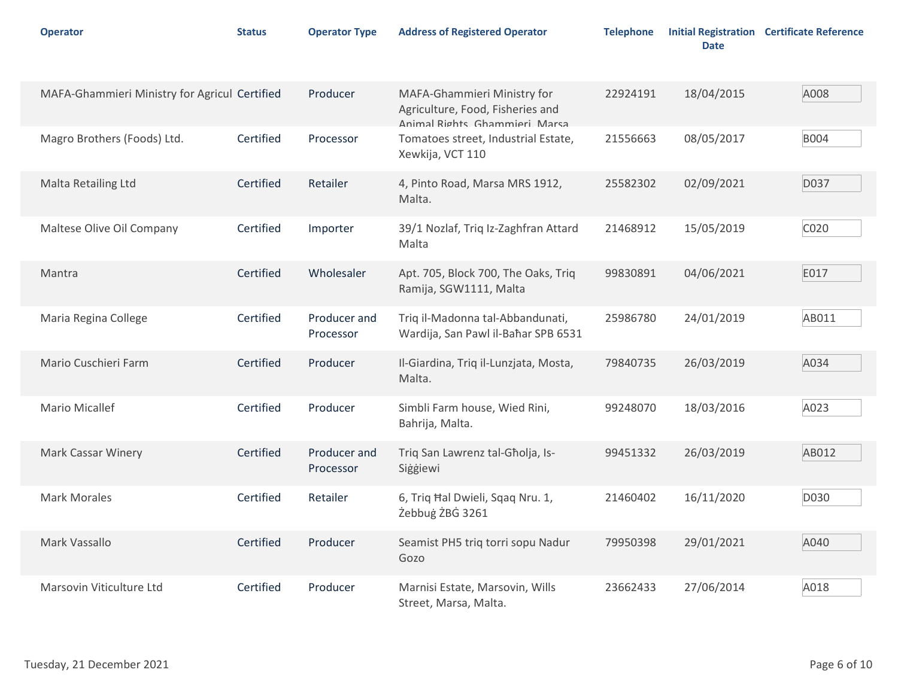| Operator | Status | Operator Type | Address of Registered Operator | Telephone | Initial Registration Date | Certificate Reference |
|---|---|---|---|---|---|---|
| MAFA-Ghammieri Ministry for Agricul | Certified | Producer | MAFA-Ghammieri Ministry for Agriculture, Food, Fisheries and Animal Rights, Ghammieri, Marsa | 22924191 | 18/04/2015 | A008 |
| Magro Brothers (Foods) Ltd. | Certified | Processor | Tomatoes street, Industrial Estate, Xewkija, VCT 110 | 21556663 | 08/05/2017 | B004 |
| Malta Retailing Ltd | Certified | Retailer | 4, Pinto Road, Marsa MRS 1912, Malta. | 25582302 | 02/09/2021 | D037 |
| Maltese Olive Oil Company | Certified | Importer | 39/1 Nozlaf, Triq Iz-Zaghfran Attard Malta | 21468912 | 15/05/2019 | C020 |
| Mantra | Certified | Wholesaler | Apt. 705, Block 700, The Oaks, Triq Ramija, SGW1111, Malta | 99830891 | 04/06/2021 | E017 |
| Maria Regina College | Certified | Producer and Processor | Triq il-Madonna tal-Abbandunati, Wardija, San Pawl il-Baħar SPB 6531 | 25986780 | 24/01/2019 | AB011 |
| Mario Cuschieri Farm | Certified | Producer | Il-Giardina, Triq il-Lunzjata, Mosta, Malta. | 79840735 | 26/03/2019 | A034 |
| Mario Micallef | Certified | Producer | Simbli Farm house, Wied Rini, Bahrija, Malta. | 99248070 | 18/03/2016 | A023 |
| Mark Cassar Winery | Certified | Producer and Processor | Triq San Lawrenz tal-Għolja, Is-Siġġiewi | 99451332 | 26/03/2019 | AB012 |
| Mark Morales | Certified | Retailer | 6, Triq Ħal Dwieli, Sqaq Nru. 1, Żebbuġ ŻBĠ 3261 | 21460402 | 16/11/2020 | D030 |
| Mark Vassallo | Certified | Producer | Seamist PH5 triq torri sopu Nadur Gozo | 79950398 | 29/01/2021 | A040 |
| Marsovin Viticulture Ltd | Certified | Producer | Marnisi Estate, Marsovin, Wills Street, Marsa, Malta. | 23662433 | 27/06/2014 | A018 |

Tuesday, 21 December 2021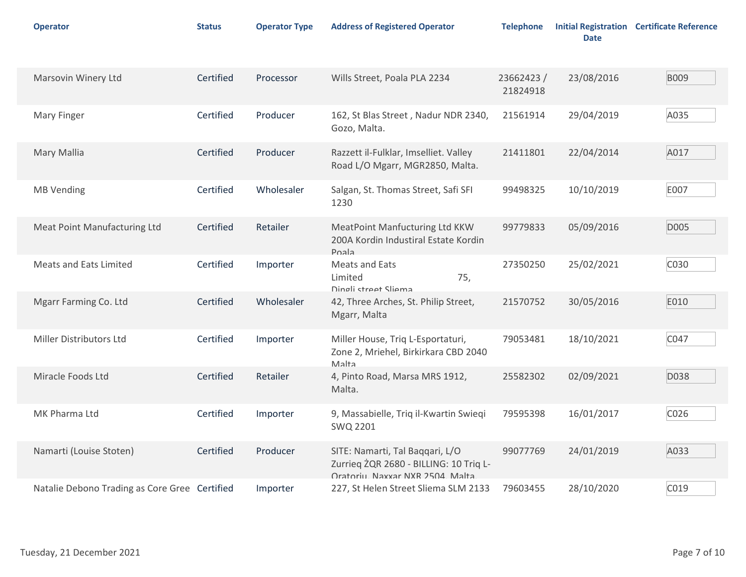| Operator | Status | Operator Type | Address of Registered Operator | Telephone | Initial Registration Date | Certificate Reference |
|---|---|---|---|---|---|---|
| Marsovin Winery Ltd | Certified | Processor | Wills Street, Poala PLA 2234 | 23662423 / 21824918 | 23/08/2016 | B009 |
| Mary Finger | Certified | Producer | 162, St Blas Street , Nadur NDR 2340, Gozo, Malta. | 21561914 | 29/04/2019 | A035 |
| Mary Mallia | Certified | Producer | Razzett il-Fulklar, Imselliet. Valley Road L/O Mgarr, MGR2850, Malta. | 21411801 | 22/04/2014 | A017 |
| MB Vending | Certified | Wholesaler | Salgan, St. Thomas Street, Safi SFI 1230 | 99498325 | 10/10/2019 | E007 |
| Meat Point Manufacturing Ltd | Certified | Retailer | MeatPoint Manfucturing Ltd KKW 200A Kordin Industiral Estate Kordin Poala | 99779833 | 05/09/2016 | D005 |
| Meats and Eats Limited | Certified | Importer | Meats and Eats Limited 75, Dingli street Sliema | 27350250 | 25/02/2021 | C030 |
| Mgarr Farming Co. Ltd | Certified | Wholesaler | 42, Three Arches, St. Philip Street, Mgarr, Malta | 21570752 | 30/05/2016 | E010 |
| Miller Distributors Ltd | Certified | Importer | Miller House, Triq L-Esportaturi, Zone 2, Mriehel, Birkirkara CBD 2040 Malta | 79053481 | 18/10/2021 | C047 |
| Miracle Foods Ltd | Certified | Retailer | 4, Pinto Road, Marsa MRS 1912, Malta. | 25582302 | 02/09/2021 | D038 |
| MK Pharma Ltd | Certified | Importer | 9, Massabielle, Triq il-Kwartin Swieqi SWQ 2201 | 79595398 | 16/01/2017 | C026 |
| Namarti (Louise Stoten) | Certified | Producer | SITE: Namarti, Tal Baqqari, L/O Zurrieq ŻQR 2680 - BILLING: 10 Triq L-Oratoriu, Naxxar NXR 2504, Malta | 99077769 | 24/01/2019 | A033 |
| Natalie Debono Trading as Core Gree | Certified | Importer | 227, St Helen Street Sliema SLM 2133 | 79603455 | 28/10/2020 | C019 |

Tuesday, 21 December 2021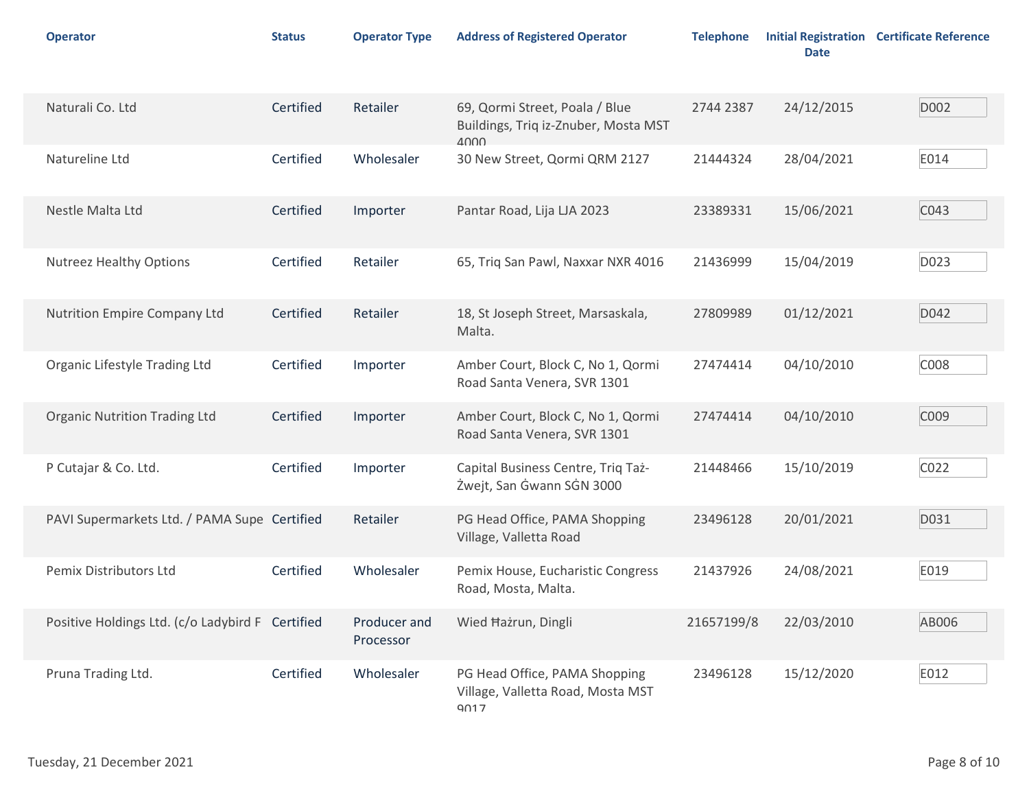| Operator | Status | Operator Type | Address of Registered Operator | Telephone | Initial Registration Date | Certificate Reference |
|---|---|---|---|---|---|---|
| Naturali Co. Ltd | Certified | Retailer | 69, Qormi Street, Poala / Blue Buildings, Triq iz-Znuber, Mosta MST 4000 | 2744 2387 | 24/12/2015 | D002 |
| Natureline Ltd | Certified | Wholesaler | 30 New Street, Qormi QRM 2127 | 21444324 | 28/04/2021 | E014 |
| Nestle Malta Ltd | Certified | Importer | Pantar Road, Lija LJA 2023 | 23389331 | 15/06/2021 | C043 |
| Nutreez Healthy Options | Certified | Retailer | 65, Triq San Pawl, Naxxar NXR 4016 | 21436999 | 15/04/2019 | D023 |
| Nutrition Empire Company Ltd | Certified | Retailer | 18, St Joseph Street, Marsaskala, Malta. | 27809989 | 01/12/2021 | D042 |
| Organic Lifestyle Trading Ltd | Certified | Importer | Amber Court, Block C, No 1, Qormi Road Santa Venera, SVR 1301 | 27474414 | 04/10/2010 | C008 |
| Organic Nutrition Trading Ltd | Certified | Importer | Amber Court, Block C, No 1, Qormi Road Santa Venera, SVR 1301 | 27474414 | 04/10/2010 | C009 |
| P Cutajar & Co. Ltd. | Certified | Importer | Capital Business Centre, Triq Taż-Żwejt, San Ġwann SĠN 3000 | 21448466 | 15/10/2019 | C022 |
| PAVI Supermarkets Ltd. / PAMA Supe | Certified | Retailer | PG Head Office, PAMA Shopping Village, Valletta Road | 23496128 | 20/01/2021 | D031 |
| Pemix Distributors Ltd | Certified | Wholesaler | Pemix House, Eucharistic Congress Road, Mosta, Malta. | 21437926 | 24/08/2021 | E019 |
| Positive Holdings Ltd. (c/o Ladybird F | Certified | Producer and Processor | Wied Ħażrun, Dingli | 21657199/8 | 22/03/2010 | AB006 |
| Pruna Trading Ltd. | Certified | Wholesaler | PG Head Office, PAMA Shopping Village, Valletta Road, Mosta MST 9017 | 23496128 | 15/12/2020 | E012 |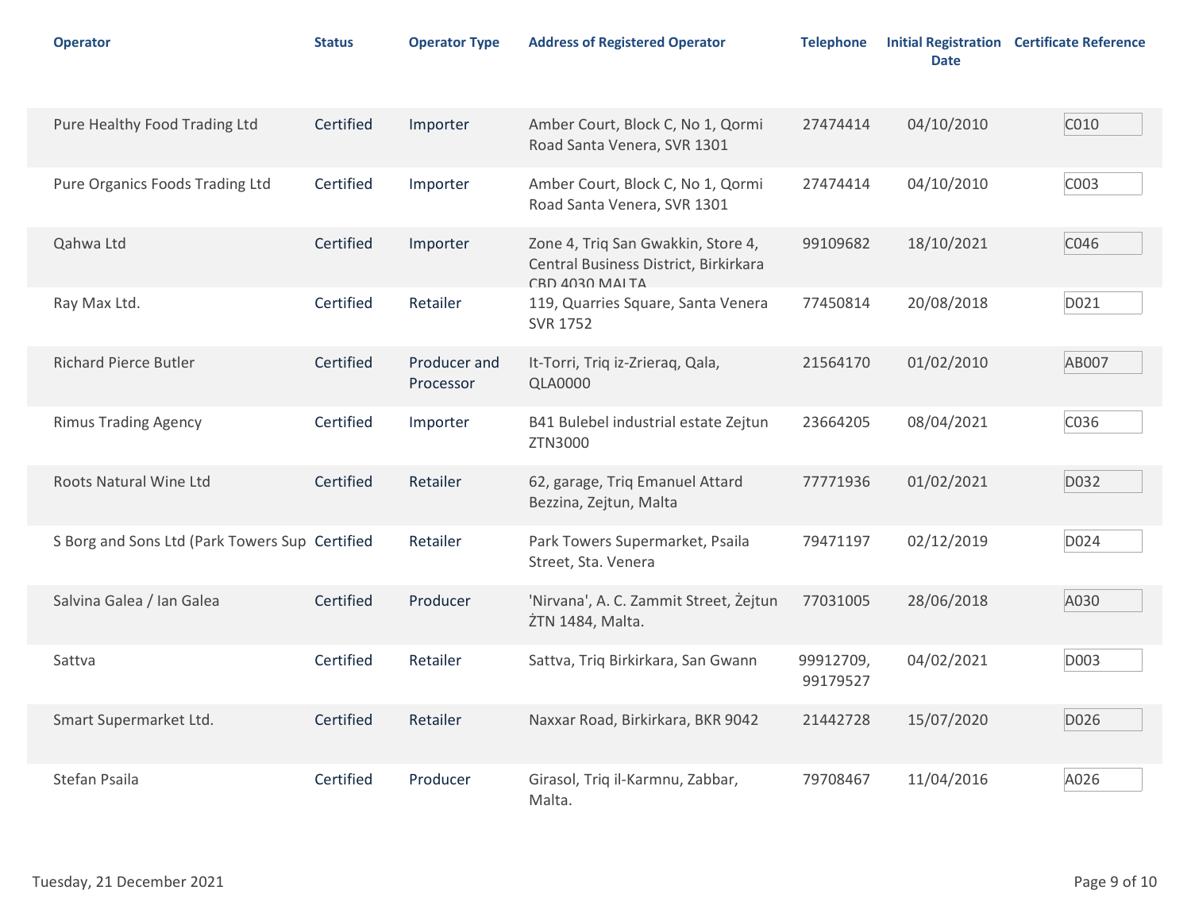| Operator | Status | Operator Type | Address of Registered Operator | Telephone | Initial Registration Date | Certificate Reference |
|---|---|---|---|---|---|---|
| Pure Healthy Food Trading Ltd | Certified | Importer | Amber Court, Block C, No 1, Qormi Road Santa Venera, SVR 1301 | 27474414 | 04/10/2010 | C010 |
| Pure Organics Foods Trading Ltd | Certified | Importer | Amber Court, Block C, No 1, Qormi Road Santa Venera, SVR 1301 | 27474414 | 04/10/2010 | C003 |
| Qahwa Ltd | Certified | Importer | Zone 4, Triq San Gwakkin, Store 4, Central Business District, Birkirkara CBD 4030 MALTA | 99109682 | 18/10/2021 | C046 |
| Ray Max Ltd. | Certified | Retailer | 119, Quarries Square, Santa Venera SVR 1752 | 77450814 | 20/08/2018 | D021 |
| Richard Pierce Butler | Certified | Producer and Processor | It-Torri, Triq iz-Zrieraq, Qala, QLA0000 | 21564170 | 01/02/2010 | AB007 |
| Rimus Trading Agency | Certified | Importer | B41 Bulebel industrial estate Zejtun ZTN3000 | 23664205 | 08/04/2021 | C036 |
| Roots Natural Wine Ltd | Certified | Retailer | 62, garage, Triq Emanuel Attard Bezzina, Zejtun, Malta | 77771936 | 01/02/2021 | D032 |
| S Borg and Sons Ltd (Park Towers Sup | Certified | Retailer | Park Towers Supermarket, Psaila Street, Sta. Venera | 79471197 | 02/12/2019 | D024 |
| Salvina Galea / Ian Galea | Certified | Producer | 'Nirvana', A. C. Zammit Street, Żejtun ŻTN 1484, Malta. | 77031005 | 28/06/2018 | A030 |
| Sattva | Certified | Retailer | Sattva, Triq Birkirkara, San Gwann | 99912709, 99179527 | 04/02/2021 | D003 |
| Smart Supermarket Ltd. | Certified | Retailer | Naxxar Road, Birkirkara, BKR 9042 | 21442728 | 15/07/2020 | D026 |
| Stefan Psaila | Certified | Producer | Girasol, Triq il-Karmnu, Zabbar, Malta. | 79708467 | 11/04/2016 | A026 |

Tuesday, 21 December 2021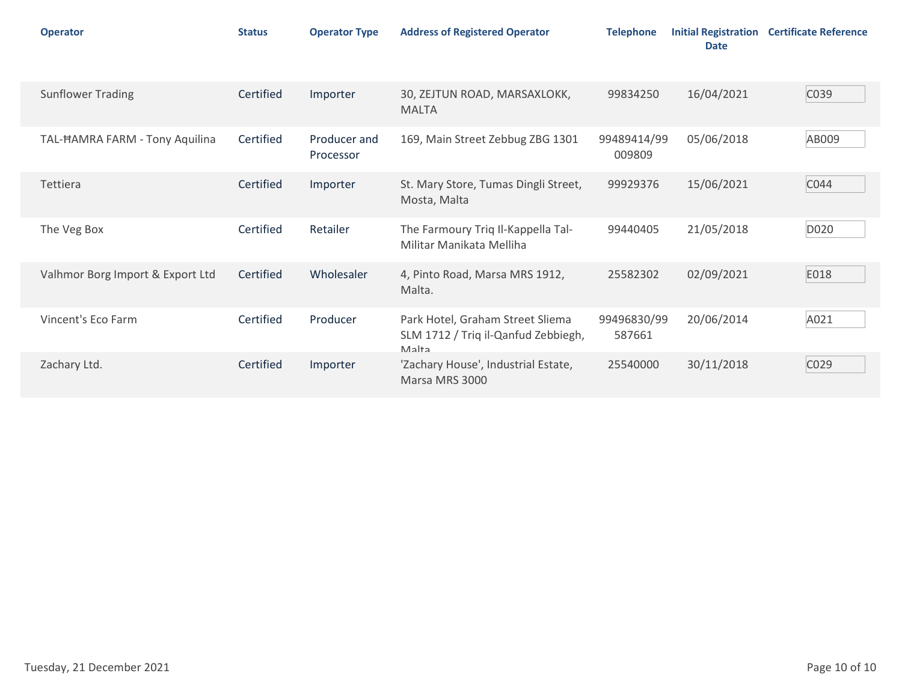| Operator | Status | Operator Type | Address of Registered Operator | Telephone | Initial Registration Date | Certificate Reference |
|---|---|---|---|---|---|---|
| Sunflower Trading | Certified | Importer | 30, ZEJTUN ROAD, MARSAXLOKK, MALTA | 99834250 | 16/04/2021 | C039 |
| TAL-ĦAMRA FARM - Tony Aquilina | Certified | Producer and Processor | 169, Main Street Zebbug ZBG 1301 | 99489414/99009809 | 05/06/2018 | AB009 |
| Tettiera | Certified | Importer | St. Mary Store, Tumas Dingli Street, Mosta, Malta | 99929376 | 15/06/2021 | C044 |
| The Veg Box | Certified | Retailer | The Farmoury Triq Il-Kappella Tal-Militar Manikata Melliha | 99440405 | 21/05/2018 | D020 |
| Valhmor Borg Import & Export Ltd | Certified | Wholesaler | 4, Pinto Road, Marsa MRS 1912, Malta. | 25582302 | 02/09/2021 | E018 |
| Vincent's Eco Farm | Certified | Producer | Park Hotel, Graham Street Sliema SLM 1712 / Triq il-Qanfud Zebbiegh, Malta | 99496830/99587661 | 20/06/2014 | A021 |
| Zachary Ltd. | Certified | Importer | 'Zachary House', Industrial Estate, Marsa MRS 3000 | 25540000 | 30/11/2018 | C029 |

Tuesday, 21 December 2021